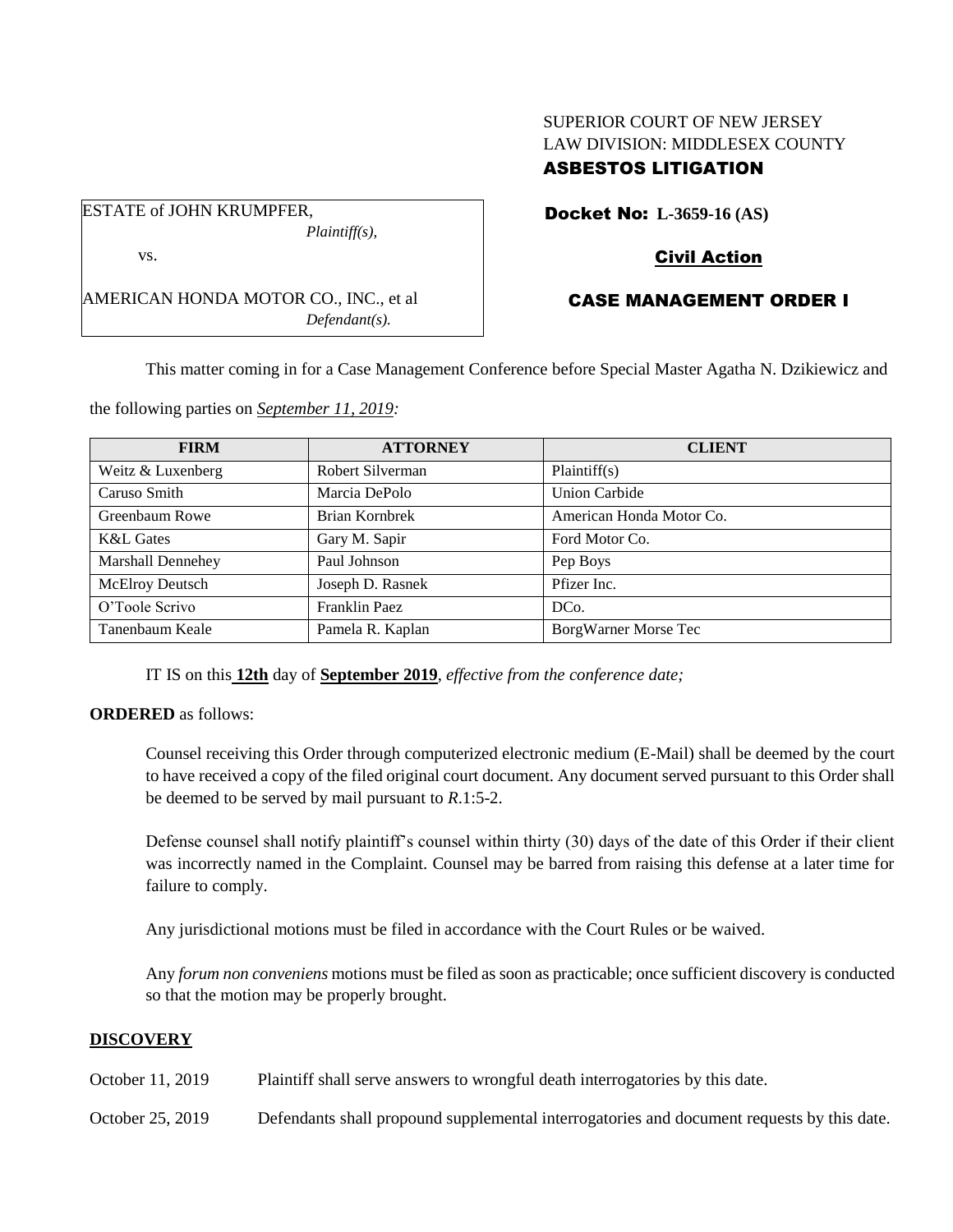SUPERIOR COURT OF NEW JERSEY
LAW DIVISION: MIDDLESEX COUNTY

**ASBESTOS LITIGATION**

ESTATE of JOHN KRUMPFER,
*Plaintiff(s),*

vs.

AMERICAN HONDA MOTOR CO., INC., et al
*Defendant(s).*

**Docket No: L-3659-16 (AS)**

**Civil Action**

**CASE MANAGEMENT ORDER I**

This matter coming in for a Case Management Conference before Special Master Agatha N. Dzikiewicz and the following parties on ***September 11, 2019:***

| FIRM | ATTORNEY | CLIENT |
|---|---|---|
| Weitz & Luxenberg | Robert Silverman | Plaintiff(s) |
| Caruso Smith | Marcia DePolo | Union Carbide |
| Greenbaum Rowe | Brian Kornbrek | American Honda Motor Co. |
| K&L Gates | Gary M. Sapir | Ford Motor Co. |
| Marshall Dennehey | Paul Johnson | Pep Boys |
| McElroy Deutsch | Joseph D. Rasnek | Pfizer Inc. |
| O'Toole Scrivo | Franklin Paez | DCo. |
| Tanenbaum Keale | Pamela R. Kaplan | BorgWarner Morse Tec |

IT IS on this **12th** day of **September 2019**, *effective from the conference date;*

**ORDERED** as follows:

Counsel receiving this Order through computerized electronic medium (E-Mail) shall be deemed by the court to have received a copy of the filed original court document. Any document served pursuant to this Order shall be deemed to be served by mail pursuant to *R*.1:5-2.

Defense counsel shall notify plaintiff's counsel within thirty (30) days of the date of this Order if their client was incorrectly named in the Complaint. Counsel may be barred from raising this defense at a later time for failure to comply.

Any jurisdictional motions must be filed in accordance with the Court Rules or be waived.

Any *forum non conveniens* motions must be filed as soon as practicable; once sufficient discovery is conducted so that the motion may be properly brought.

## DISCOVERY

October 11, 2019 Plaintiff shall serve answers to wrongful death interrogatories by this date.

October 25, 2019 Defendants shall propound supplemental interrogatories and document requests by this date.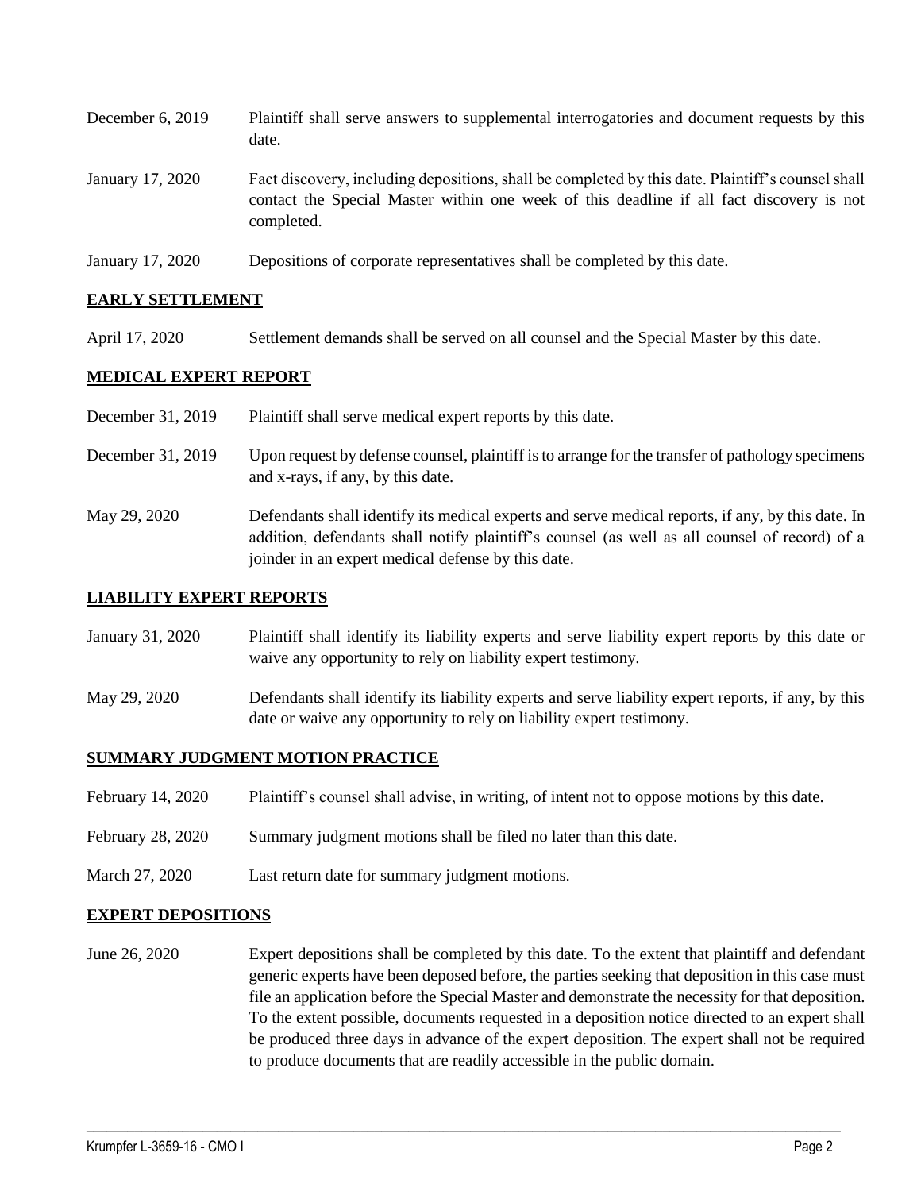| | |
|---|---|
| December 6, 2019 | Plaintiff shall serve answers to supplemental interrogatories and document requests by this date. |
| January 17, 2020 | Fact discovery, including depositions, shall be completed by this date. Plaintiff's counsel shall contact the Special Master within one week of this deadline if all fact discovery is not completed. |
| January 17, 2020 | Depositions of corporate representatives shall be completed by this date. |

**EARLY SETTLEMENT**

| | |
|---|---|
| April 17, 2020 | Settlement demands shall be served on all counsel and the Special Master by this date. |

**MEDICAL EXPERT REPORT**

| | |
|---|---|
| December 31, 2019 | Plaintiff shall serve medical expert reports by this date. |
| December 31, 2019 | Upon request by defense counsel, plaintiff is to arrange for the transfer of pathology specimens and x-rays, if any, by this date. |
| May 29, 2020 | Defendants shall identify its medical experts and serve medical reports, if any, by this date. In addition, defendants shall notify plaintiff's counsel (as well as all counsel of record) of a joinder in an expert medical defense by this date. |

**LIABILITY EXPERT REPORTS**

| | |
|---|---|
| January 31, 2020 | Plaintiff shall identify its liability experts and serve liability expert reports by this date or waive any opportunity to rely on liability expert testimony. |
| May 29, 2020 | Defendants shall identify its liability experts and serve liability expert reports, if any, by this date or waive any opportunity to rely on liability expert testimony. |

**SUMMARY JUDGMENT MOTION PRACTICE**

| | |
|---|---|
| February 14, 2020 | Plaintiff's counsel shall advise, in writing, of intent not to oppose motions by this date. |
| February 28, 2020 | Summary judgment motions shall be filed no later than this date. |
| March 27, 2020 | Last return date for summary judgment motions. |

**EXPERT DEPOSITIONS**

| | |
|---|---|
| June 26, 2020 | Expert depositions shall be completed by this date. To the extent that plaintiff and defendant generic experts have been deposed before, the parties seeking that deposition in this case must file an application before the Special Master and demonstrate the necessity for that deposition. To the extent possible, documents requested in a deposition notice directed to an expert shall be produced three days in advance of the expert deposition. The expert shall not be required to produce documents that are readily accessible in the public domain. |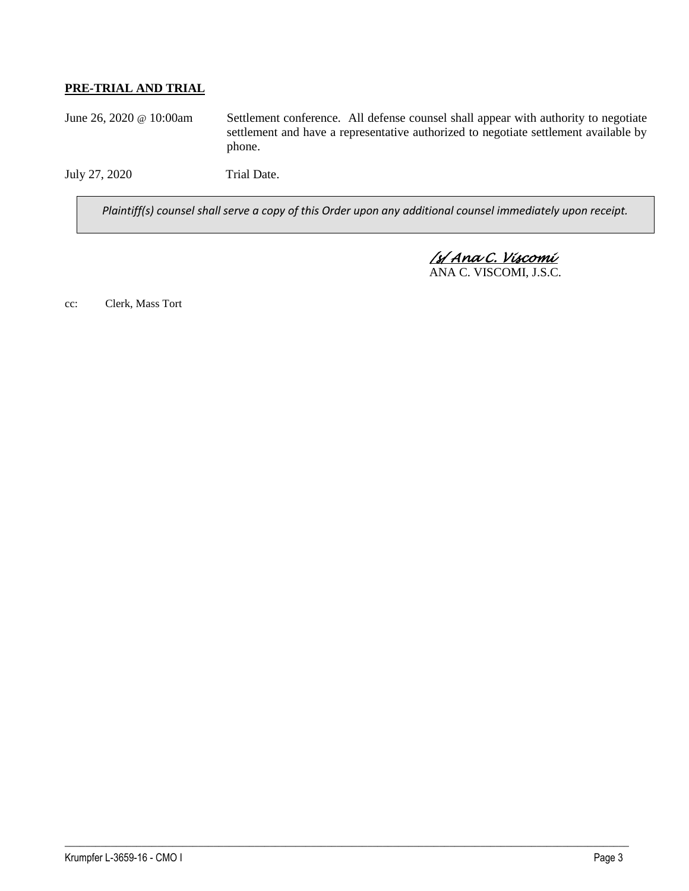**PRE-TRIAL AND TRIAL**

| | |
|---|---|
| June 26, 2020 @ 10:00am | Settlement conference. All defense counsel shall appear with authority to negotiate settlement and have a representative authorized to negotiate settlement available by phone. |
| July 27, 2020 | Trial Date. |

*Plaintiff(s) counsel shall serve a copy of this Order upon any additional counsel immediately upon receipt.*

*/s/ Ana C. Viscomi*
ANA C. VISCOMI, J.S.C.

cc: Clerk, Mass Tort